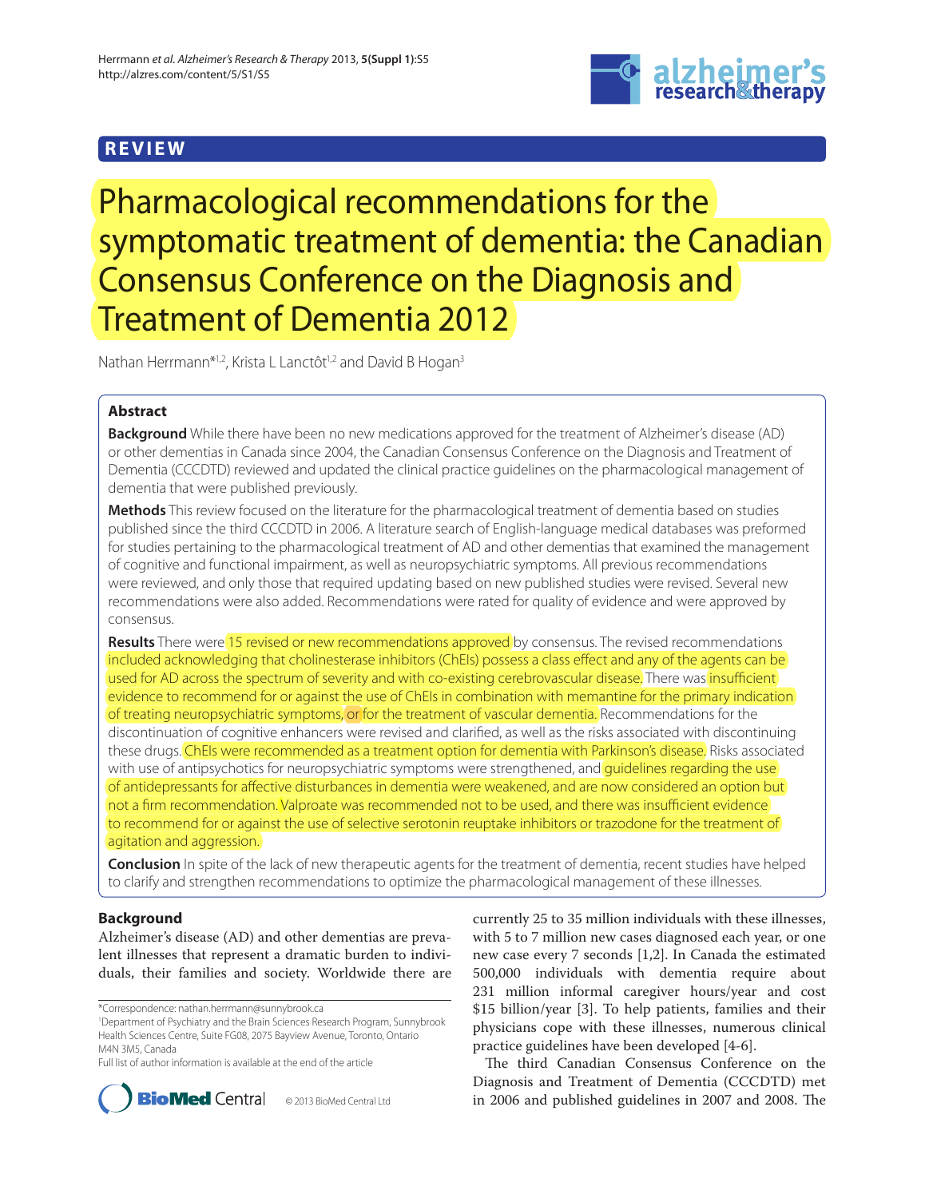REVIEW

# Pharmacological recommendations for the symptomatic treatment of dementia: the Canadian Consensus Conference on the Diagnosis and Treatment of Dementia 2012

Nathan Herrmann*[1,2], Krista L Lanctôt[1,2] and David B Hogan[3]

## Abstract

**Background** While there have been no new medications approved for the treatment of Alzheimer's disease (AD) or other dementias in Canada since 2004, the Canadian Consensus Conference on the Diagnosis and Treatment of Dementia (CCCDTD) reviewed and updated the clinical practice guidelines on the pharmacological management of dementia that were published previously.

**Methods** This review focused on the literature for the pharmacological treatment of dementia based on studies published since the third CCCDTD in 2006. A literature search of English-language medical databases was preformed for studies pertaining to the pharmacological treatment of AD and other dementias that examined the management of cognitive and functional impairment, as well as neuropsychiatric symptoms. All previous recommendations were reviewed, and only those that required updating based on new published studies were revised. Several new recommendations were also added. Recommendations were rated for quality of evidence and were approved by consensus.

**Results** There were 15 revised or new recommendations approved by consensus. The revised recommendations included acknowledging that cholinesterase inhibitors (ChEIs) possess a class effect and any of the agents can be used for AD across the spectrum of severity and with co-existing cerebrovascular disease. There was insufficient evidence to recommend for or against the use of ChEIs in combination with memantine for the primary indication of treating neuropsychiatric symptoms, or for the treatment of vascular dementia. Recommendations for the discontinuation of cognitive enhancers were revised and clarified, as well as the risks associated with discontinuing these drugs. ChEIs were recommended as a treatment option for dementia with Parkinson's disease. Risks associated with use of antipsychotics for neuropsychiatric symptoms were strengthened, and guidelines regarding the use of antidepressants for affective disturbances in dementia were weakened, and are now considered an option but not a firm recommendation. Valproate was recommended not to be used, and there was insufficient evidence to recommend for or against the use of selective serotonin reuptake inhibitors or trazodone for the treatment of agitation and aggression.

**Conclusion** In spite of the lack of new therapeutic agents for the treatment of dementia, recent studies have helped to clarify and strengthen recommendations to optimize the pharmacological management of these illnesses.

## Background

Alzheimer's disease (AD) and other dementias are prevalent illnesses that represent a dramatic burden to individuals, their families and society. Worldwide there are currently 25 to 35 million individuals with these illnesses, with 5 to 7 million new cases diagnosed each year, or one new case every 7 seconds [1,2]. In Canada the estimated 500,000 individuals with dementia require about 231 million informal caregiver hours/year and cost $15 billion/year [3]. To help patients, families and their physicians cope with these illnesses, numerous clinical practice guidelines have been developed [4-6].

The third Canadian Consensus Conference on the Diagnosis and Treatment of Dementia (CCCDTD) met in 2006 and published guidelines in 2007 and 2008. The

*Correspondence: nathan.herrmann@sunnybrook.ca
[1]Department of Psychiatry and the Brain Sciences Research Program, Sunnybrook Health Sciences Centre, Suite FG08, 2075 Bayview Avenue, Toronto, Ontario M4N 3M5, Canada
Full list of author information is available at the end of the article

© 2013 BioMed Central Ltd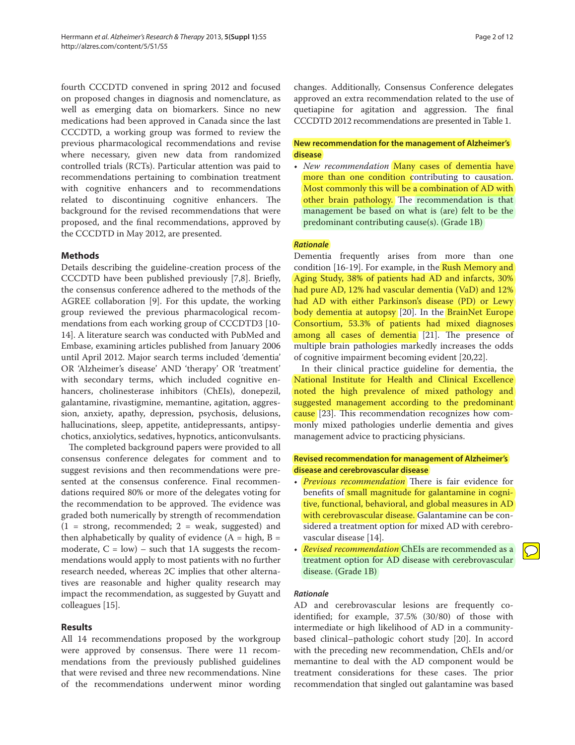fourth CCCDTD convened in spring 2012 and focused on proposed changes in diagnosis and nomenclature, as well as emerging data on biomarkers. Since no new medications had been approved in Canada since the last CCCDTD, a working group was formed to review the previous pharmacological recommendations and revise where necessary, given new data from randomized controlled trials (RCTs). Particular attention was paid to recommendations pertaining to combination treatment with cognitive enhancers and to recommendations related to discontinuing cognitive enhancers. The background for the revised recommendations that were proposed, and the final recommendations, approved by the CCCDTD in May 2012, are presented.

## Methods

Details describing the guideline-creation process of the CCCDTD have been published previously [7,8]. Briefly, the consensus conference adhered to the methods of the AGREE collaboration [9]. For this update, the working group reviewed the previous pharmacological recommendations from each working group of CCCDTD3 [10-14]. A literature search was conducted with PubMed and Embase, examining articles published from January 2006 until April 2012. Major search terms included 'dementia' OR 'Alzheimer's disease' AND 'therapy' OR 'treatment' with secondary terms, which included cognitive enhancers, cholinesterase inhibitors (ChEIs), donepezil, galantamine, rivastigmine, memantine, agitation, aggression, anxiety, apathy, depression, psychosis, delusions, hallucinations, sleep, appetite, antidepressants, antipsychotics, anxiolytics, sedatives, hypnotics, anticonvulsants.

The completed background papers were provided to all consensus conference delegates for comment and to suggest revisions and then recommendations were presented at the consensus conference. Final recommendations required 80% or more of the delegates voting for the recommendation to be approved. The evidence was graded both numerically by strength of recommendation (1 = strong, recommended; 2 = weak, suggested) and then alphabetically by quality of evidence (A = high, B = moderate, C = low) – such that 1A suggests the recommendations would apply to most patients with no further research needed, whereas 2C implies that other alternatives are reasonable and higher quality research may impact the recommendation, as suggested by Guyatt and colleagues [15].

## Results

All 14 recommendations proposed by the workgroup were approved by consensus. There were 11 recommendations from the previously published guidelines that were revised and three new recommendations. Nine of the recommendations underwent minor wording changes. Additionally, Consensus Conference delegates approved an extra recommendation related to the use of quetiapine for agitation and aggression. The final CCCDTD 2012 recommendations are presented in Table 1.

### New recommendation for the management of Alzheimer's disease

- *New recommendation* Many cases of dementia have more than one condition contributing to causation. Most commonly this will be a combination of AD with other brain pathology. The recommendation is that management be based on what is (are) felt to be the predominant contributing cause(s). (Grade 1B)

#### *Rationale*

Dementia frequently arises from more than one condition [16-19]. For example, in the Rush Memory and Aging Study, 38% of patients had AD and infarcts, 30% had pure AD, 12% had vascular dementia (VaD) and 12% had AD with either Parkinson's disease (PD) or Lewy body dementia at autopsy [20]. In the BrainNet Europe Consortium, 53.3% of patients had mixed diagnoses among all cases of dementia [21]. The presence of multiple brain pathologies markedly increases the odds of cognitive impairment becoming evident [20,22].

In their clinical practice guideline for dementia, the National Institute for Health and Clinical Excellence noted the high prevalence of mixed pathology and suggested management according to the predominant cause [23]. This recommendation recognizes how commonly mixed pathologies underlie dementia and gives management advice to practicing physicians.

### Revised recommendation for management of Alzheimer's disease and cerebrovascular disease

- *Previous recommendation* There is fair evidence for benefits of small magnitude for galantamine in cognitive, functional, behavioral, and global measures in AD with cerebrovascular disease. Galantamine can be considered a treatment option for mixed AD with cerebrovascular disease [14].
- *Revised recommendation* ChEIs are recommended as a treatment option for AD disease with cerebrovascular disease. (Grade 1B)

#### *Rationale*

AD and cerebrovascular lesions are frequently co-identified; for example, 37.5% (30/80) of those with intermediate or high likelihood of AD in a community-based clinical–pathologic cohort study [20]. In accord with the preceding new recommendation, ChEIs and/or memantine to deal with the AD component would be treatment considerations for these cases. The prior recommendation that singled out galantamine was based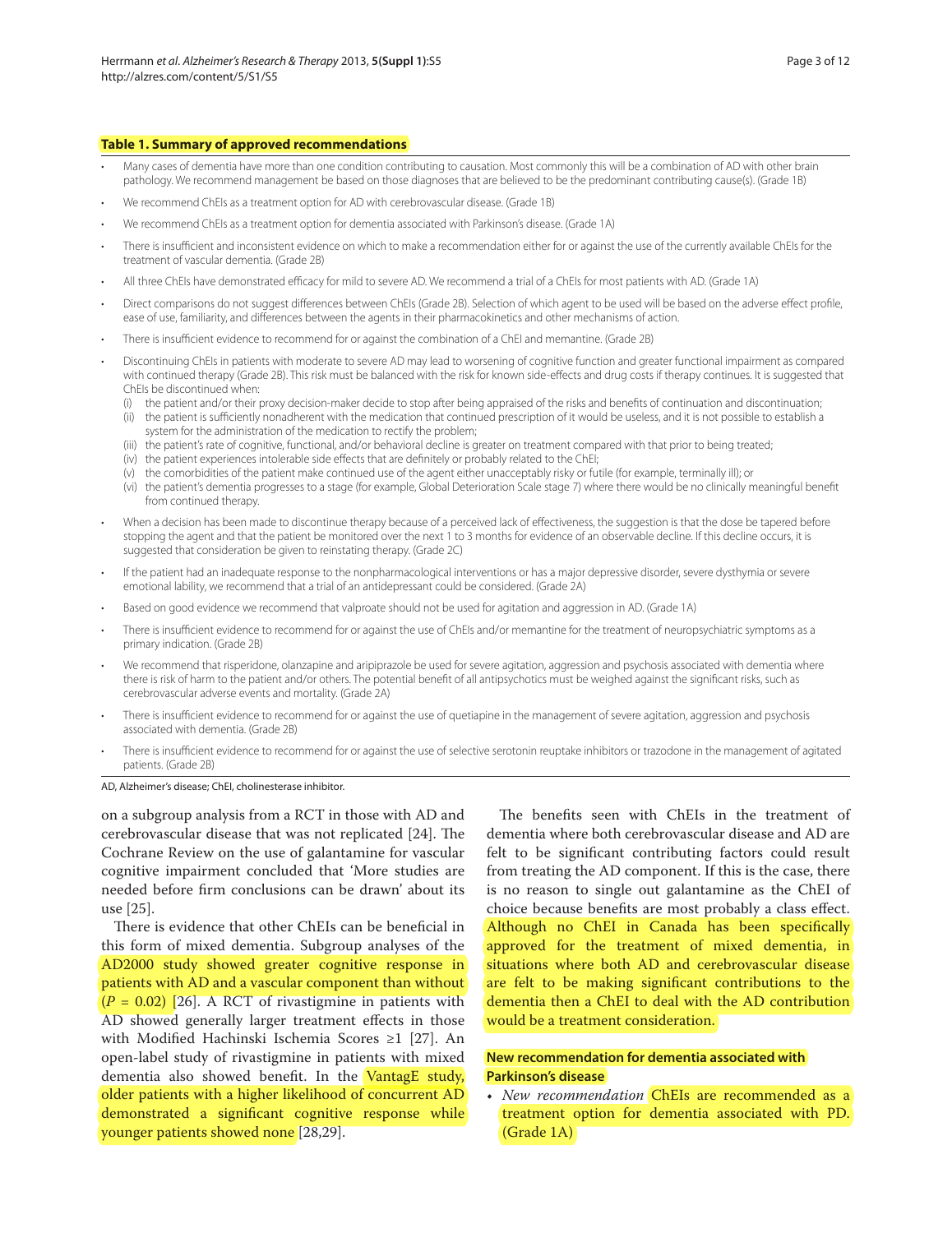**Table 1. Summary of approved recommendations**

- Many cases of dementia have more than one condition contributing to causation. Most commonly this will be a combination of AD with other brain pathology. We recommend management be based on those diagnoses that are believed to be the predominant contributing cause(s). (Grade 1B)
- We recommend ChEIs as a treatment option for AD with cerebrovascular disease. (Grade 1B)
- We recommend ChEIs as a treatment option for dementia associated with Parkinson's disease. (Grade 1A)
- There is insufficient and inconsistent evidence on which to make a recommendation either for or against the use of the currently available ChEIs for the treatment of vascular dementia. (Grade 2B)
- All three ChEIs have demonstrated efficacy for mild to severe AD. We recommend a trial of a ChEIs for most patients with AD. (Grade 1A)
- Direct comparisons do not suggest differences between ChEIs (Grade 2B). Selection of which agent to be used will be based on the adverse effect profile, ease of use, familiarity, and differences between the agents in their pharmacokinetics and other mechanisms of action.
- There is insufficient evidence to recommend for or against the combination of a ChEI and memantine. (Grade 2B)
- Discontinuing ChEIs in patients with moderate to severe AD may lead to worsening of cognitive function and greater functional impairment as compared with continued therapy (Grade 2B). This risk must be balanced with the risk for known side-effects and drug costs if therapy continues. It is suggested that ChEIs be discontinued when:
  (i) the patient and/or their proxy decision-maker decide to stop after being appraised of the risks and benefits of continuation and discontinuation;
  (ii) the patient is sufficiently nonadherent with the medication that continued prescription of it would be useless, and it is not possible to establish a system for the administration of the medication to rectify the problem;
  (iii) the patient's rate of cognitive, functional, and/or behavioral decline is greater on treatment compared with that prior to being treated;
  (iv) the patient experiences intolerable side effects that are definitely or probably related to the ChEI;
  (v) the comorbidities of the patient make continued use of the agent either unacceptably risky or futile (for example, terminally ill); or
  (vi) the patient's dementia progresses to a stage (for example, Global Deterioration Scale stage 7) where there would be no clinically meaningful benefit from continued therapy.
- When a decision has been made to discontinue therapy because of a perceived lack of effectiveness, the suggestion is that the dose be tapered before stopping the agent and that the patient be monitored over the next 1 to 3 months for evidence of an observable decline. If this decline occurs, it is suggested that consideration be given to reinstating therapy. (Grade 2C)
- If the patient had an inadequate response to the nonpharmacological interventions or has a major depressive disorder, severe dysthymia or severe emotional lability, we recommend that a trial of an antidepressant could be considered. (Grade 2A)
- Based on good evidence we recommend that valproate should not be used for agitation and aggression in AD. (Grade 1A)
- There is insufficient evidence to recommend for or against the use of ChEIs and/or memantine for the treatment of neuropsychiatric symptoms as a primary indication. (Grade 2B)
- We recommend that risperidone, olanzapine and aripiprazole be used for severe agitation, aggression and psychosis associated with dementia where there is risk of harm to the patient and/or others. The potential benefit of all antipsychotics must be weighed against the significant risks, such as cerebrovascular adverse events and mortality. (Grade 2A)
- There is insufficient evidence to recommend for or against the use of quetiapine in the management of severe agitation, aggression and psychosis associated with dementia. (Grade 2B)
- There is insufficient evidence to recommend for or against the use of selective serotonin reuptake inhibitors or trazodone in the management of agitated patients. (Grade 2B)

AD, Alzheimer's disease; ChEI, cholinesterase inhibitor.

on a subgroup analysis from a RCT in those with AD and cerebrovascular disease that was not replicated [24]. The Cochrane Review on the use of galantamine for vascular cognitive impairment concluded that 'More studies are needed before firm conclusions can be drawn' about its use [25].

There is evidence that other ChEIs can be beneficial in this form of mixed dementia. Subgroup analyses of the AD2000 study showed greater cognitive response in patients with AD and a vascular component than without ($P$ = 0.02) [26]. A RCT of rivastigmine in patients with AD showed generally larger treatment effects in those with Modified Hachinski Ischemia Scores ≥1 [27]. An open-label study of rivastigmine in patients with mixed dementia also showed benefit. In the VantagE study, older patients with a higher likelihood of concurrent AD demonstrated a significant cognitive response while younger patients showed none [28,29].

The benefits seen with ChEIs in the treatment of dementia where both cerebrovascular disease and AD are felt to be significant contributing factors could result from treating the AD component. If this is the case, there is no reason to single out galantamine as the ChEI of choice because benefits are most probably a class effect. Although no ChEI in Canada has been specifically approved for the treatment of mixed dementia, in situations where both AD and cerebrovascular disease are felt to be making significant contributions to the dementia then a ChEI to deal with the AD contribution would be a treatment consideration.

**New recommendation for dementia associated with Parkinson's disease**

- *New recommendation* ChEIs are recommended as a treatment option for dementia associated with PD. (Grade 1A)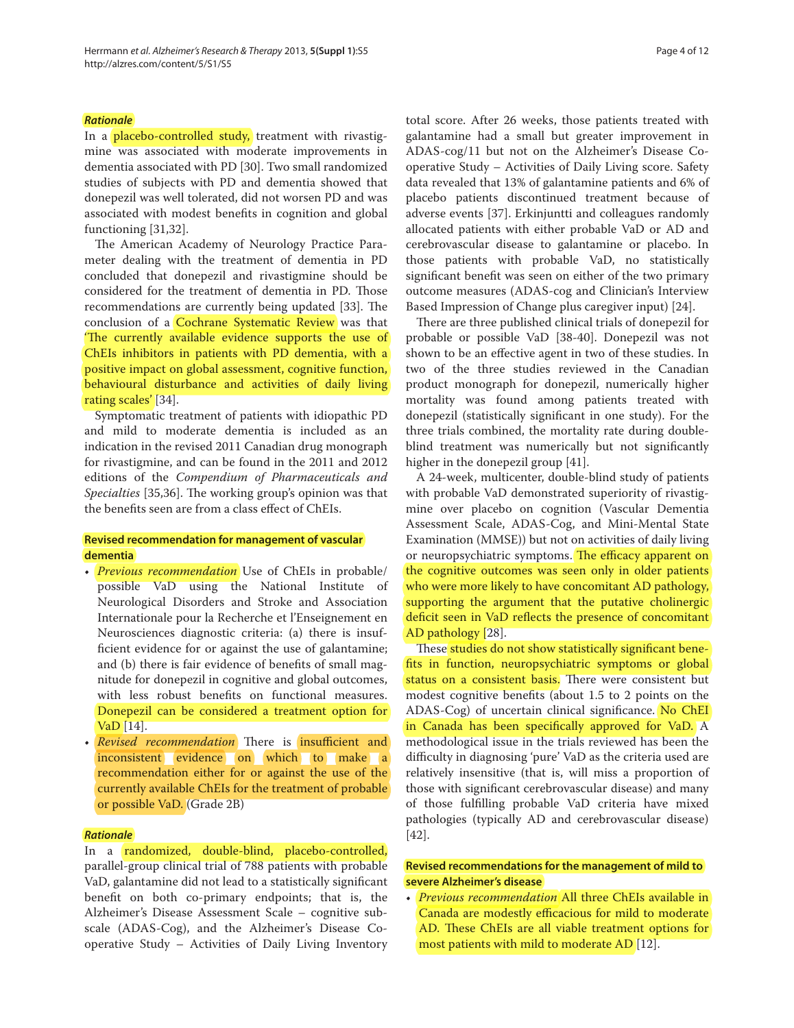### *Rationale*

In a placebo-controlled study, treatment with rivastigmine was associated with moderate improvements in dementia associated with PD [30]. Two small randomized studies of subjects with PD and dementia showed that donepezil was well tolerated, did not worsen PD and was associated with modest benefits in cognition and global functioning [31,32].

The American Academy of Neurology Practice Parameter dealing with the treatment of dementia in PD concluded that donepezil and rivastigmine should be considered for the treatment of dementia in PD. Those recommendations are currently being updated [33]. The conclusion of a Cochrane Systematic Review was that 'The currently available evidence supports the use of ChEIs inhibitors in patients with PD dementia, with a positive impact on global assessment, cognitive function, behavioural disturbance and activities of daily living rating scales' [34].

Symptomatic treatment of patients with idiopathic PD and mild to moderate dementia is included as an indication in the revised 2011 Canadian drug monograph for rivastigmine, and can be found in the 2011 and 2012 editions of the *Compendium of Pharmaceuticals and Specialties* [35,36]. The working group's opinion was that the benefits seen are from a class effect of ChEIs.

### Revised recommendation for management of vascular dementia

- *Previous recommendation* Use of ChEIs in probable/possible VaD using the National Institute of Neurological Disorders and Stroke and Association Internationale pour la Recherche et l'Enseignement en Neurosciences diagnostic criteria: (a) there is insufficient evidence for or against the use of galantamine; and (b) there is fair evidence of benefits of small magnitude for donepezil in cognitive and global outcomes, with less robust benefits on functional measures. Donepezil can be considered a treatment option for VaD [14].
- *Revised recommendation* There is insufficient and inconsistent evidence on which to make a recommendation either for or against the use of the currently available ChEIs for the treatment of probable or possible VaD. (Grade 2B)

### *Rationale*

In a randomized, double-blind, placebo-controlled, parallel-group clinical trial of 788 patients with probable VaD, galantamine did not lead to a statistically significant benefit on both co-primary endpoints; that is, the Alzheimer's Disease Assessment Scale – cognitive subscale (ADAS-Cog), and the Alzheimer's Disease Cooperative Study – Activities of Daily Living Inventory total score. After 26 weeks, those patients treated with galantamine had a small but greater improvement in ADAS-cog/11 but not on the Alzheimer's Disease Cooperative Study – Activities of Daily Living score. Safety data revealed that 13% of galantamine patients and 6% of placebo patients discontinued treatment because of adverse events [37]. Erkinjuntti and colleagues randomly allocated patients with either probable VaD or AD and cerebrovascular disease to galantamine or placebo. In those patients with probable VaD, no statistically significant benefit was seen on either of the two primary outcome measures (ADAS-cog and Clinician's Interview Based Impression of Change plus caregiver input) [24].

There are three published clinical trials of donepezil for probable or possible VaD [38-40]. Donepezil was not shown to be an effective agent in two of these studies. In two of the three studies reviewed in the Canadian product monograph for donepezil, numerically higher mortality was found among patients treated with donepezil (statistically significant in one study). For the three trials combined, the mortality rate during double-blind treatment was numerically but not significantly higher in the donepezil group [41].

A 24-week, multicenter, double-blind study of patients with probable VaD demonstrated superiority of rivastigmine over placebo on cognition (Vascular Dementia Assessment Scale, ADAS-Cog, and Mini-Mental State Examination (MMSE)) but not on activities of daily living or neuropsychiatric symptoms. The efficacy apparent on the cognitive outcomes was seen only in older patients who were more likely to have concomitant AD pathology, supporting the argument that the putative cholinergic deficit seen in VaD reflects the presence of concomitant AD pathology [28].

These studies do not show statistically significant benefits in function, neuropsychiatric symptoms or global status on a consistent basis. There were consistent but modest cognitive benefits (about 1.5 to 2 points on the ADAS-Cog) of uncertain clinical significance. No ChEI in Canada has been specifically approved for VaD. A methodological issue in the trials reviewed has been the difficulty in diagnosing 'pure' VaD as the criteria used are relatively insensitive (that is, will miss a proportion of those with significant cerebrovascular disease) and many of those fulfilling probable VaD criteria have mixed pathologies (typically AD and cerebrovascular disease) [42].

### Revised recommendations for the management of mild to severe Alzheimer's disease

- *Previous recommendation* All three ChEIs available in Canada are modestly efficacious for mild to moderate AD. These ChEIs are all viable treatment options for most patients with mild to moderate AD [12].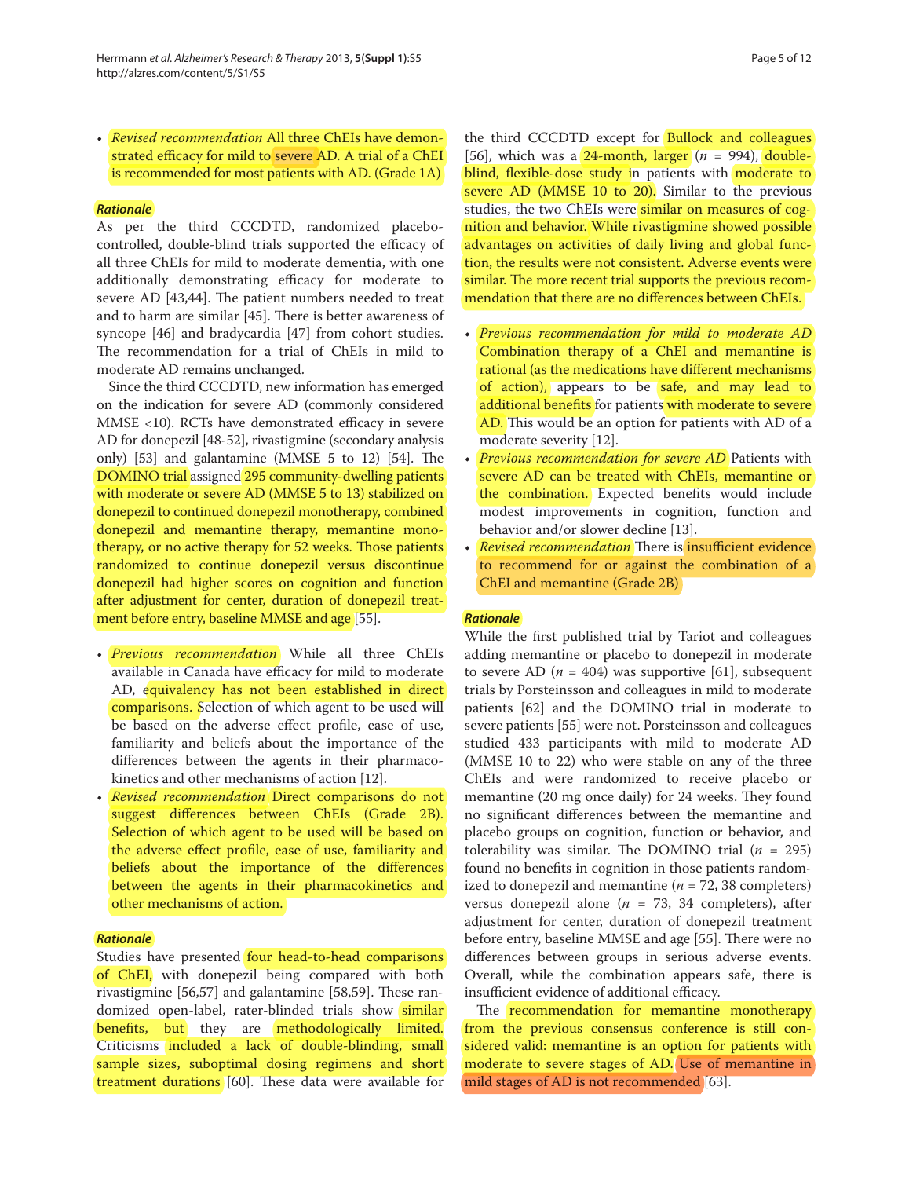- *Revised recommendation* All three ChEIs have demonstrated efficacy for mild to severe AD. A trial of a ChEI is recommended for most patients with AD. (Grade 1A)

***Rationale***

As per the third CCCDTD, randomized placebo-controlled, double-blind trials supported the efficacy of all three ChEIs for mild to moderate dementia, with one additionally demonstrating efficacy for moderate to severe AD [43,44]. The patient numbers needed to treat and to harm are similar [45]. There is better awareness of syncope [46] and bradycardia [47] from cohort studies. The recommendation for a trial of ChEIs in mild to moderate AD remains unchanged.

Since the third CCCDTD, new information has emerged on the indication for severe AD (commonly considered MMSE <10). RCTs have demonstrated efficacy in severe AD for donepezil [48-52], rivastigmine (secondary analysis only) [53] and galantamine (MMSE 5 to 12) [54]. The DOMINO trial assigned 295 community-dwelling patients with moderate or severe AD (MMSE 5 to 13) stabilized on donepezil to continued donepezil monotherapy, combined donepezil and memantine therapy, memantine monotherapy, or no active therapy for 52 weeks. Those patients randomized to continue donepezil versus discontinue donepezil had higher scores on cognition and function after adjustment for center, duration of donepezil treatment before entry, baseline MMSE and age [55].

- *Previous recommendation* While all three ChEIs available in Canada have efficacy for mild to moderate AD, equivalency has not been established in direct comparisons. Selection of which agent to be used will be based on the adverse effect profile, ease of use, familiarity and beliefs about the importance of the differences between the agents in their pharmacokinetics and other mechanisms of action [12].
- *Revised recommendation* Direct comparisons do not suggest differences between ChEIs (Grade 2B). Selection of which agent to be used will be based on the adverse effect profile, ease of use, familiarity and beliefs about the importance of the differences between the agents in their pharmacokinetics and other mechanisms of action.

***Rationale***

Studies have presented four head-to-head comparisons of ChEI, with donepezil being compared with both rivastigmine [56,57] and galantamine [58,59]. These randomized open-label, rater-blinded trials show similar benefits, but they are methodologically limited. Criticisms included a lack of double-blinding, small sample sizes, suboptimal dosing regimens and short treatment durations [60]. These data were available for the third CCCDTD except for Bullock and colleagues [56], which was a 24-month, larger ($n$ = 994), double-blind, flexible-dose study in patients with moderate to severe AD (MMSE 10 to 20). Similar to the previous studies, the two ChEIs were similar on measures of cognition and behavior. While rivastigmine showed possible advantages on activities of daily living and global function, the results were not consistent. Adverse events were similar. The more recent trial supports the previous recommendation that there are no differences between ChEIs.

- *Previous recommendation for mild to moderate AD* Combination therapy of a ChEI and memantine is rational (as the medications have different mechanisms of action), appears to be safe, and may lead to additional benefits for patients with moderate to severe AD. This would be an option for patients with AD of a moderate severity [12].
- *Previous recommendation for severe AD* Patients with severe AD can be treated with ChEIs, memantine or the combination. Expected benefits would include modest improvements in cognition, function and behavior and/or slower decline [13].
- *Revised recommendation* There is insufficient evidence to recommend for or against the combination of a ChEI and memantine (Grade 2B)

***Rationale***

While the first published trial by Tariot and colleagues adding memantine or placebo to donepezil in moderate to severe AD ($n$ = 404) was supportive [61], subsequent trials by Porsteinsson and colleagues in mild to moderate patients [62] and the DOMINO trial in moderate to severe patients [55] were not. Porsteinsson and colleagues studied 433 participants with mild to moderate AD (MMSE 10 to 22) who were stable on any of the three ChEIs and were randomized to receive placebo or memantine (20 mg once daily) for 24 weeks. They found no significant differences between the memantine and placebo groups on cognition, function or behavior, and tolerability was similar. The DOMINO trial ($n$ = 295) found no benefits in cognition in those patients randomized to donepezil and memantine ($n$ = 72, 38 completers) versus donepezil alone ($n$ = 73, 34 completers), after adjustment for center, duration of donepezil treatment before entry, baseline MMSE and age [55]. There were no differences between groups in serious adverse events. Overall, while the combination appears safe, there is insufficient evidence of additional efficacy.

The recommendation for memantine monotherapy from the previous consensus conference is still considered valid: memantine is an option for patients with moderate to severe stages of AD. Use of memantine in mild stages of AD is not recommended [63].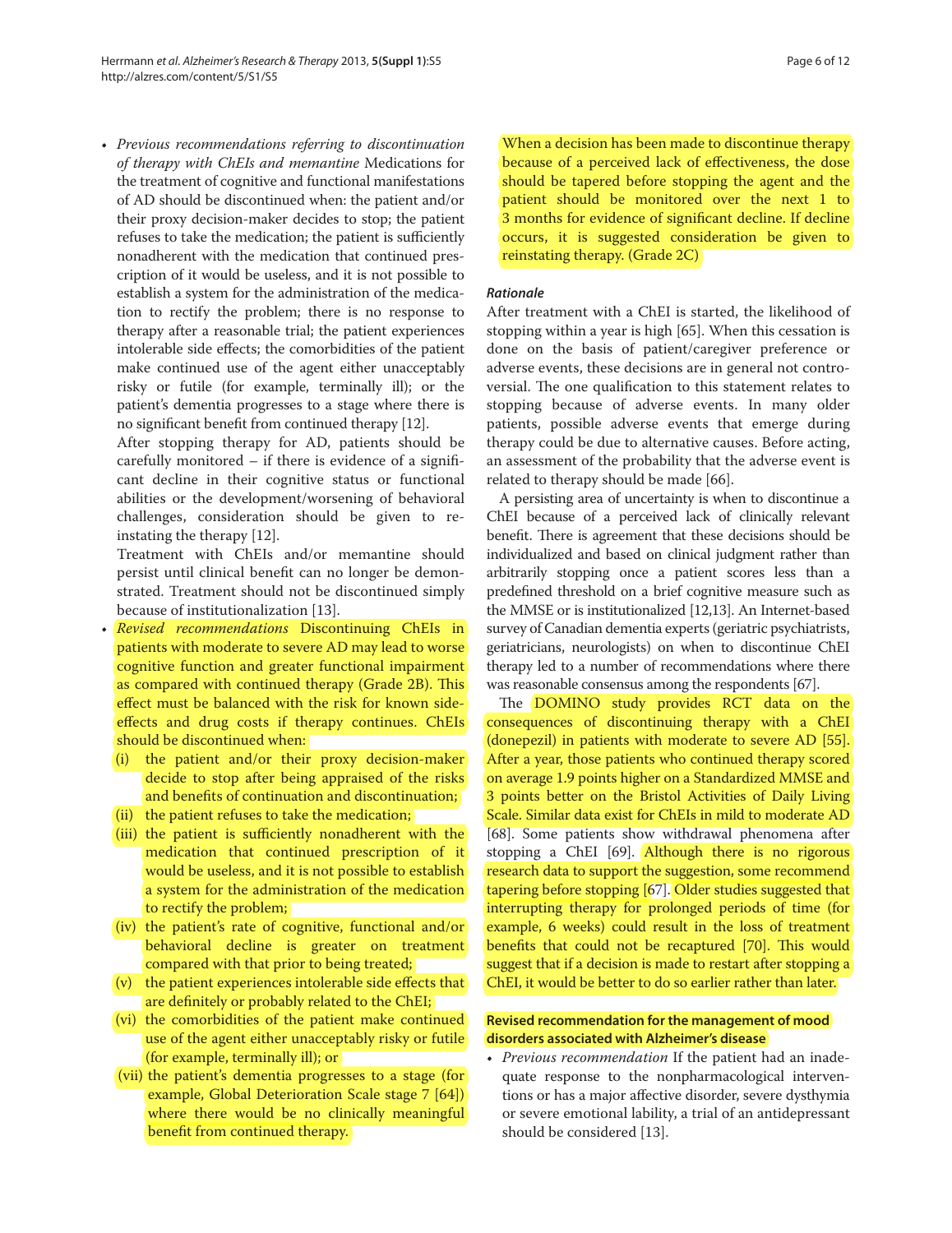- *Previous recommendations referring to discontinuation of therapy with ChEIs and memantine* Medications for the treatment of cognitive and functional manifestations of AD should be discontinued when: the patient and/or their proxy decision-maker decides to stop; the patient refuses to take the medication; the patient is sufficiently nonadherent with the medication that continued prescription of it would be useless, and it is not possible to establish a system for the administration of the medication to rectify the problem; there is no response to therapy after a reasonable trial; the patient experiences intolerable side effects; the comorbidities of the patient make continued use of the agent either unacceptably risky or futile (for example, terminally ill); or the patient's dementia progresses to a stage where there is no significant benefit from continued therapy [12].

  After stopping therapy for AD, patients should be carefully monitored – if there is evidence of a significant decline in their cognitive status or functional abilities or the development/worsening of behavioral challenges, consideration should be given to reinstating the therapy [12].

  Treatment with ChEIs and/or memantine should persist until clinical benefit can no longer be demonstrated. Treatment should not be discontinued simply because of institutionalization [13].

- *Revised recommendations* Discontinuing ChEIs in patients with moderate to severe AD may lead to worse cognitive function and greater functional impairment as compared with continued therapy (Grade 2B). This effect must be balanced with the risk for known side-effects and drug costs if therapy continues. ChEIs should be discontinued when:
  - (i) the patient and/or their proxy decision-maker decide to stop after being appraised of the risks and benefits of continuation and discontinuation;
  - (ii) the patient refuses to take the medication;
  - (iii) the patient is sufficiently nonadherent with the medication that continued prescription of it would be useless, and it is not possible to establish a system for the administration of the medication to rectify the problem;
  - (iv) the patient's rate of cognitive, functional and/or behavioral decline is greater on treatment compared with that prior to being treated;
  - (v) the patient experiences intolerable side effects that are definitely or probably related to the ChEI;
  - (vi) the comorbidities of the patient make continued use of the agent either unacceptably risky or futile (for example, terminally ill); or
  - (vii) the patient's dementia progresses to a stage (for example, Global Deterioration Scale stage 7 [64]) where there would be no clinically meaningful benefit from continued therapy.

  When a decision has been made to discontinue therapy because of a perceived lack of effectiveness, the dose should be tapered before stopping the agent and the patient should be monitored over the next 1 to 3 months for evidence of significant decline. If decline occurs, it is suggested consideration be given to reinstating therapy. (Grade 2C)

#### *Rationale*

After treatment with a ChEI is started, the likelihood of stopping within a year is high [65]. When this cessation is done on the basis of patient/caregiver preference or adverse events, these decisions are in general not controversial. The one qualification to this statement relates to stopping because of adverse events. In many older patients, possible adverse events that emerge during therapy could be due to alternative causes. Before acting, an assessment of the probability that the adverse event is related to therapy should be made [66].

A persisting area of uncertainty is when to discontinue a ChEI because of a perceived lack of clinically relevant benefit. There is agreement that these decisions should be individualized and based on clinical judgment rather than arbitrarily stopping once a patient scores less than a predefined threshold on a brief cognitive measure such as the MMSE or is institutionalized [12,13]. An Internet-based survey of Canadian dementia experts (geriatric psychiatrists, geriatricians, neurologists) on when to discontinue ChEI therapy led to a number of recommendations where there was reasonable consensus among the respondents [67].

The DOMINO study provides RCT data on the consequences of discontinuing therapy with a ChEI (donepezil) in patients with moderate to severe AD [55]. After a year, those patients who continued therapy scored on average 1.9 points higher on a Standardized MMSE and 3 points better on the Bristol Activities of Daily Living Scale. Similar data exist for ChEIs in mild to moderate AD [68]. Some patients show withdrawal phenomena after stopping a ChEI [69]. Although there is no rigorous research data to support the suggestion, some recommend tapering before stopping [67]. Older studies suggested that interrupting therapy for prolonged periods of time (for example, 6 weeks) could result in the loss of treatment benefits that could not be recaptured [70]. This would suggest that if a decision is made to restart after stopping a ChEI, it would be better to do so earlier rather than later.

### Revised recommendation for the management of mood disorders associated with Alzheimer's disease

- *Previous recommendation* If the patient had an inadequate response to the nonpharmacological interventions or has a major affective disorder, severe dysthymia or severe emotional lability, a trial of an antidepressant should be considered [13].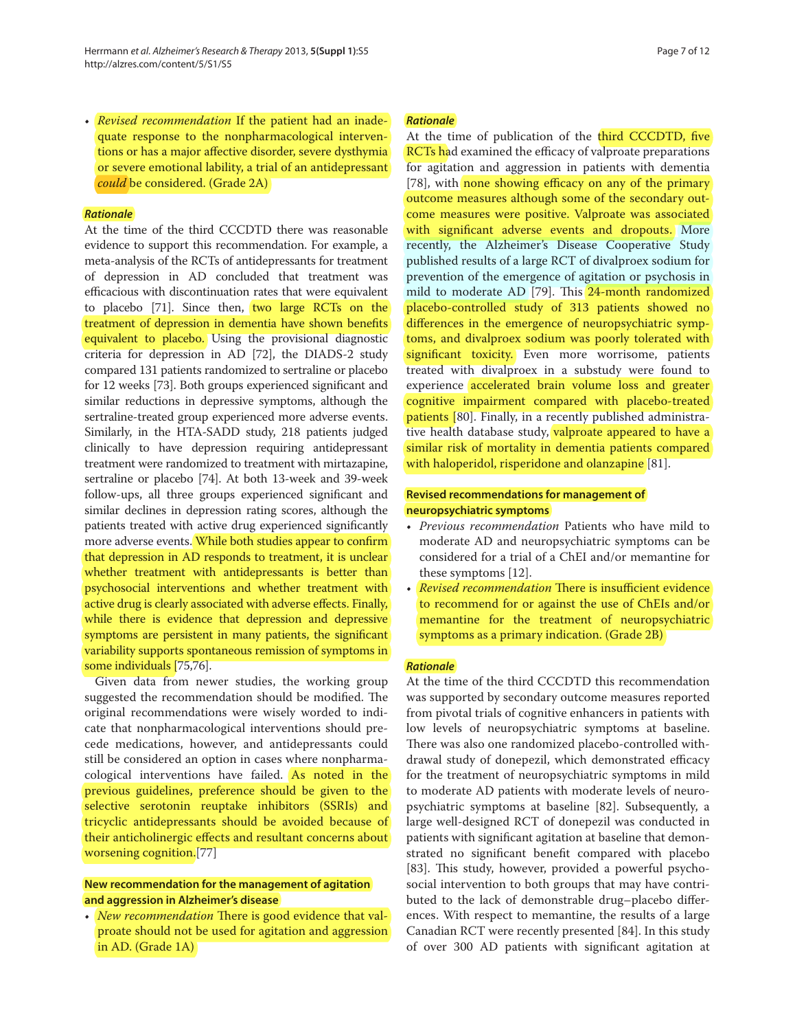- *Revised recommendation* If the patient had an inadequate response to the nonpharmacological interventions or has a major affective disorder, severe dysthymia or severe emotional lability, a trial of an antidepressant *could* be considered. (Grade 2A)

### *Rationale*

At the time of the third CCCDTD there was reasonable evidence to support this recommendation. For example, a meta-analysis of the RCTs of antidepressants for treatment of depression in AD concluded that treatment was efficacious with discontinuation rates that were equivalent to placebo [71]. Since then, two large RCTs on the treatment of depression in dementia have shown benefits equivalent to placebo. Using the provisional diagnostic criteria for depression in AD [72], the DIADS-2 study compared 131 patients randomized to sertraline or placebo for 12 weeks [73]. Both groups experienced significant and similar reductions in depressive symptoms, although the sertraline-treated group experienced more adverse events. Similarly, in the HTA-SADD study, 218 patients judged clinically to have depression requiring antidepressant treatment were randomized to treatment with mirtazapine, sertraline or placebo [74]. At both 13-week and 39-week follow-ups, all three groups experienced significant and similar declines in depression rating scores, although the patients treated with active drug experienced significantly more adverse events. While both studies appear to confirm that depression in AD responds to treatment, it is unclear whether treatment with antidepressants is better than psychosocial interventions and whether treatment with active drug is clearly associated with adverse effects. Finally, while there is evidence that depression and depressive symptoms are persistent in many patients, the significant variability supports spontaneous remission of symptoms in some individuals [75,76].

Given data from newer studies, the working group suggested the recommendation should be modified. The original recommendations were wisely worded to indicate that nonpharmacological interventions should precede medications, however, and antidepressants could still be considered an option in cases where nonpharmacological interventions have failed. As noted in the previous guidelines, preference should be given to the selective serotonin reuptake inhibitors (SSRIs) and tricyclic antidepressants should be avoided because of their anticholinergic effects and resultant concerns about worsening cognition.[77]

## New recommendation for the management of agitation and aggression in Alzheimer's disease

- *New recommendation* There is good evidence that valproate should not be used for agitation and aggression in AD. (Grade 1A)

### *Rationale*

At the time of publication of the third CCCDTD, five RCTs had examined the efficacy of valproate preparations for agitation and aggression in patients with dementia [78], with none showing efficacy on any of the primary outcome measures although some of the secondary outcome measures were positive. Valproate was associated with significant adverse events and dropouts. More recently, the Alzheimer's Disease Cooperative Study published results of a large RCT of divalproex sodium for prevention of the emergence of agitation or psychosis in mild to moderate AD [79]. This 24-month randomized placebo-controlled study of 313 patients showed no differences in the emergence of neuropsychiatric symptoms, and divalproex sodium was poorly tolerated with significant toxicity. Even more worrisome, patients treated with divalproex in a substudy were found to experience accelerated brain volume loss and greater cognitive impairment compared with placebo-treated patients [80]. Finally, in a recently published administrative health database study, valproate appeared to have a similar risk of mortality in dementia patients compared with haloperidol, risperidone and olanzapine [81].

## Revised recommendations for management of neuropsychiatric symptoms

- *Previous recommendation* Patients who have mild to moderate AD and neuropsychiatric symptoms can be considered for a trial of a ChEI and/or memantine for these symptoms [12].
- *Revised recommendation* There is insufficient evidence to recommend for or against the use of ChEIs and/or memantine for the treatment of neuropsychiatric symptoms as a primary indication. (Grade 2B)

### *Rationale*

At the time of the third CCCDTD this recommendation was supported by secondary outcome measures reported from pivotal trials of cognitive enhancers in patients with low levels of neuropsychiatric symptoms at baseline. There was also one randomized placebo-controlled withdrawal study of donepezil, which demonstrated efficacy for the treatment of neuropsychiatric symptoms in mild to moderate AD patients with moderate levels of neuropsychiatric symptoms at baseline [82]. Subsequently, a large well-designed RCT of donepezil was conducted in patients with significant agitation at baseline that demonstrated no significant benefit compared with placebo [83]. This study, however, provided a powerful psychosocial intervention to both groups that may have contributed to the lack of demonstrable drug–placebo differences. With respect to memantine, the results of a large Canadian RCT were recently presented [84]. In this study of over 300 AD patients with significant agitation at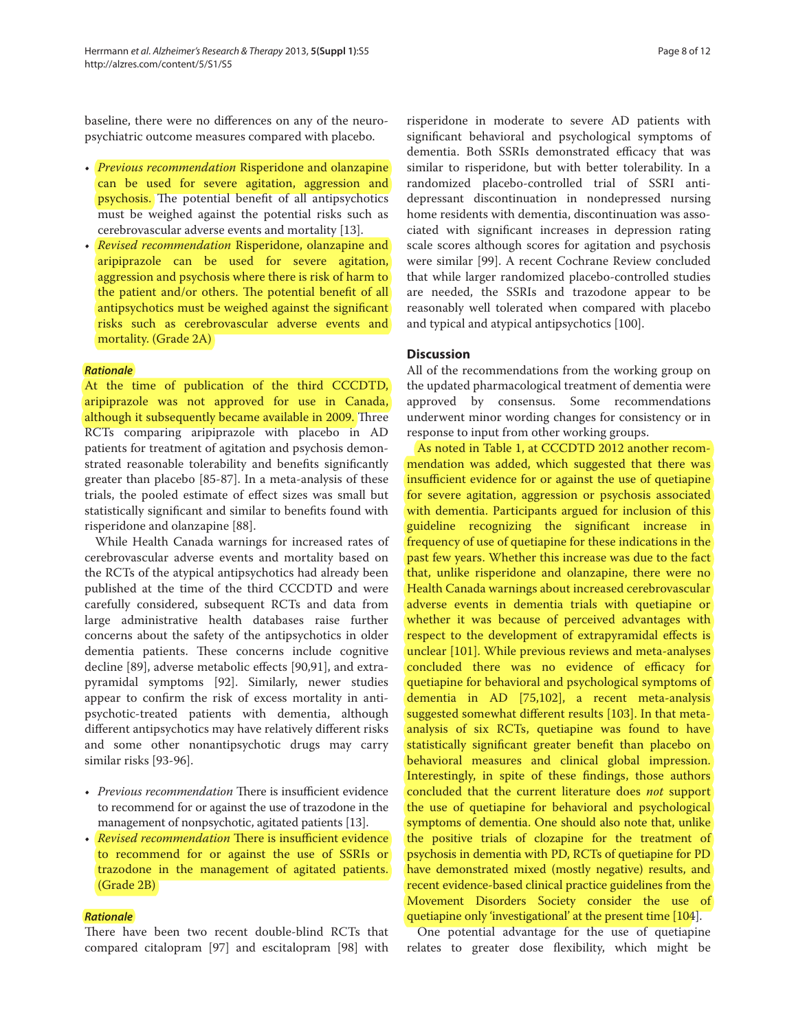baseline, there were no differences on any of the neuropsychiatric outcome measures compared with placebo.

- *Previous recommendation* Risperidone and olanzapine can be used for severe agitation, aggression and psychosis. The potential benefit of all antipsychotics must be weighed against the potential risks such as cerebrovascular adverse events and mortality [13].
- *Revised recommendation* Risperidone, olanzapine and aripiprazole can be used for severe agitation, aggression and psychosis where there is risk of harm to the patient and/or others. The potential benefit of all antipsychotics must be weighed against the significant risks such as cerebrovascular adverse events and mortality. (Grade 2A)

***Rationale***

At the time of publication of the third CCCDTD, aripiprazole was not approved for use in Canada, although it subsequently became available in 2009. Three RCTs comparing aripiprazole with placebo in AD patients for treatment of agitation and psychosis demonstrated reasonable tolerability and benefits significantly greater than placebo [85-87]. In a meta-analysis of these trials, the pooled estimate of effect sizes was small but statistically significant and similar to benefits found with risperidone and olanzapine [88].

While Health Canada warnings for increased rates of cerebrovascular adverse events and mortality based on the RCTs of the atypical antipsychotics had already been published at the time of the third CCCDTD and were carefully considered, subsequent RCTs and data from large administrative health databases raise further concerns about the safety of the antipsychotics in older dementia patients. These concerns include cognitive decline [89], adverse metabolic effects [90,91], and extrapyramidal symptoms [92]. Similarly, newer studies appear to confirm the risk of excess mortality in antipsychotic-treated patients with dementia, although different antipsychotics may have relatively different risks and some other nonantipsychotic drugs may carry similar risks [93-96].

- *Previous recommendation* There is insufficient evidence to recommend for or against the use of trazodone in the management of nonpsychotic, agitated patients [13].
- *Revised recommendation* There is insufficient evidence to recommend for or against the use of SSRIs or trazodone in the management of agitated patients. (Grade 2B)

***Rationale***

There have been two recent double-blind RCTs that compared citalopram [97] and escitalopram [98] with risperidone in moderate to severe AD patients with significant behavioral and psychological symptoms of dementia. Both SSRIs demonstrated efficacy that was similar to risperidone, but with better tolerability. In a randomized placebo-controlled trial of SSRI antidepressant discontinuation in nondepressed nursing home residents with dementia, discontinuation was associated with significant increases in depression rating scale scores although scores for agitation and psychosis were similar [99]. A recent Cochrane Review concluded that while larger randomized placebo-controlled studies are needed, the SSRIs and trazodone appear to be reasonably well tolerated when compared with placebo and typical and atypical antipsychotics [100].

## Discussion

All of the recommendations from the working group on the updated pharmacological treatment of dementia were approved by consensus. Some recommendations underwent minor wording changes for consistency or in response to input from other working groups.

As noted in Table 1, at CCCDTD 2012 another recommendation was added, which suggested that there was insufficient evidence for or against the use of quetiapine for severe agitation, aggression or psychosis associated with dementia. Participants argued for inclusion of this guideline recognizing the significant increase in frequency of use of quetiapine for these indications in the past few years. Whether this increase was due to the fact that, unlike risperidone and olanzapine, there were no Health Canada warnings about increased cerebrovascular adverse events in dementia trials with quetiapine or whether it was because of perceived advantages with respect to the development of extrapyramidal effects is unclear [101]. While previous reviews and meta-analyses concluded there was no evidence of efficacy for quetiapine for behavioral and psychological symptoms of dementia in AD [75,102], a recent meta-analysis suggested somewhat different results [103]. In that meta-analysis of six RCTs, quetiapine was found to have statistically significant greater benefit than placebo on behavioral measures and clinical global impression. Interestingly, in spite of these findings, those authors concluded that the current literature does *not* support the use of quetiapine for behavioral and psychological symptoms of dementia. One should also note that, unlike the positive trials of clozapine for the treatment of psychosis in dementia with PD, RCTs of quetiapine for PD have demonstrated mixed (mostly negative) results, and recent evidence-based clinical practice guidelines from the Movement Disorders Society consider the use of quetiapine only 'investigational' at the present time [104].

One potential advantage for the use of quetiapine relates to greater dose flexibility, which might be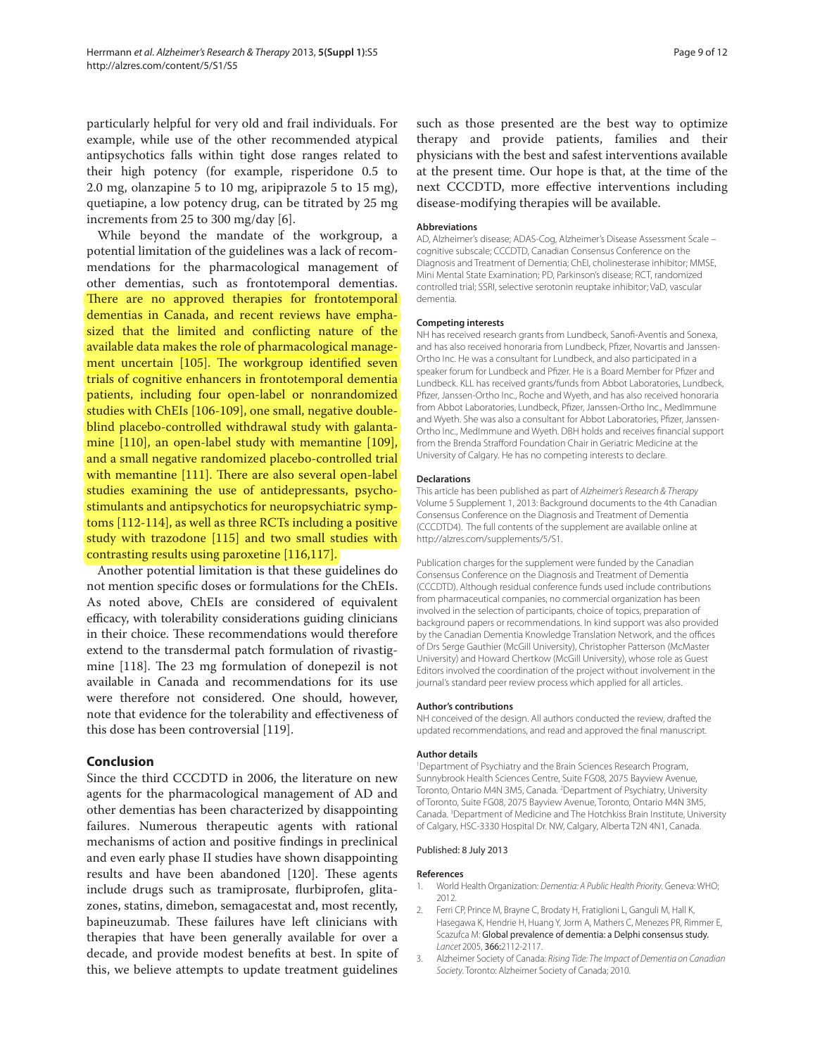particularly helpful for very old and frail individuals. For example, while use of the other recommended atypical antipsychotics falls within tight dose ranges related to their high potency (for example, risperidone 0.5 to 2.0 mg, olanzapine 5 to 10 mg, aripiprazole 5 to 15 mg), quetiapine, a low potency drug, can be titrated by 25 mg increments from 25 to 300 mg/day [6].

While beyond the mandate of the workgroup, a potential limitation of the guidelines was a lack of recommendations for the pharmacological management of other dementias, such as frontotemporal dementias. There are no approved therapies for frontotemporal dementias in Canada, and recent reviews have emphasized that the limited and conflicting nature of the available data makes the role of pharmacological management uncertain [105]. The workgroup identified seven trials of cognitive enhancers in frontotemporal dementia patients, including four open-label or nonrandomized studies with ChEIs [106-109], one small, negative double-blind placebo-controlled withdrawal study with galantamine [110], an open-label study with memantine [109], and a small negative randomized placebo-controlled trial with memantine [111]. There are also several open-label studies examining the use of antidepressants, psychostimulants and antipsychotics for neuropsychiatric symptoms [112-114], as well as three RCTs including a positive study with trazodone [115] and two small studies with contrasting results using paroxetine [116,117].

Another potential limitation is that these guidelines do not mention specific doses or formulations for the ChEIs. As noted above, ChEIs are considered of equivalent efficacy, with tolerability considerations guiding clinicians in their choice. These recommendations would therefore extend to the transdermal patch formulation of rivastigmine [118]. The 23 mg formulation of donepezil is not available in Canada and recommendations for its use were therefore not considered. One should, however, note that evidence for the tolerability and effectiveness of this dose has been controversial [119].

## Conclusion

Since the third CCCDTD in 2006, the literature on new agents for the pharmacological management of AD and other dementias has been characterized by disappointing failures. Numerous therapeutic agents with rational mechanisms of action and positive findings in preclinical and even early phase II studies have shown disappointing results and have been abandoned [120]. These agents include drugs such as tramiprosate, flurbiprofen, glitazones, statins, dimebon, semagacestat and, most recently, bapineuzumab. These failures have left clinicians with therapies that have been generally available for over a decade, and provide modest benefits at best. In spite of this, we believe attempts to update treatment guidelines such as those presented are the best way to optimize therapy and provide patients, families and their physicians with the best and safest interventions available at the present time. Our hope is that, at the time of the next CCCDTD, more effective interventions including disease-modifying therapies will be available.

### Abbreviations

AD, Alzheimer's disease; ADAS-Cog, Alzheimer's Disease Assessment Scale – cognitive subscale; CCCDTD, Canadian Consensus Conference on the Diagnosis and Treatment of Dementia; ChEI, cholinesterase inhibitor; MMSE, Mini Mental State Examination; PD, Parkinson's disease; RCT, randomized controlled trial; SSRI, selective serotonin reuptake inhibitor; VaD, vascular dementia.

### Competing interests

NH has received research grants from Lundbeck, Sanofi-Aventis and Sonexa, and has also received honoraria from Lundbeck, Pfizer, Novartis and Janssen-Ortho Inc. He was a consultant for Lundbeck, and also participated in a speaker forum for Lundbeck and Pfizer. He is a Board Member for Pfizer and Lundbeck. KLL has received grants/funds from Abbot Laboratories, Lundbeck, Pfizer, Janssen-Ortho Inc., Roche and Wyeth, and has also received honoraria from Abbot Laboratories, Lundbeck, Pfizer, Janssen-Ortho Inc., MedImmune and Wyeth. She was also a consultant for Abbot Laboratories, Pfizer, Janssen-Ortho Inc., MedImmune and Wyeth. DBH holds and receives financial support from the Brenda Strafford Foundation Chair in Geriatric Medicine at the University of Calgary. He has no competing interests to declare.

### Declarations

This article has been published as part of *Alzheimer's Research & Therapy* Volume 5 Supplement 1, 2013: Background documents to the 4th Canadian Consensus Conference on the Diagnosis and Treatment of Dementia (CCCDTD4). The full contents of the supplement are available online at http://alzres.com/supplements/5/S1.

Publication charges for the supplement were funded by the Canadian Consensus Conference on the Diagnosis and Treatment of Dementia (CCCDTD). Although residual conference funds used include contributions from pharmaceutical companies, no commercial organization has been involved in the selection of participants, choice of topics, preparation of background papers or recommendations. In kind support was also provided by the Canadian Dementia Knowledge Translation Network, and the offices of Drs Serge Gauthier (McGill University), Christopher Patterson (McMaster University) and Howard Chertkow (McGill University), whose role as Guest Editors involved the coordination of the project without involvement in the journal's standard peer review process which applied for all articles.

### Author's contributions

NH conceived of the design. All authors conducted the review, drafted the updated recommendations, and read and approved the final manuscript.

### Author details

[1]Department of Psychiatry and the Brain Sciences Research Program, Sunnybrook Health Sciences Centre, Suite FG08, 2075 Bayview Avenue, Toronto, Ontario M4N 3M5, Canada. [2]Department of Psychiatry, University of Toronto, Suite FG08, 2075 Bayview Avenue, Toronto, Ontario M4N 3M5, Canada. [3]Department of Medicine and The Hotchkiss Brain Institute, University of Calgary, HSC-3330 Hospital Dr. NW, Calgary, Alberta T2N 4N1, Canada.

Published: 8 July 2013

### References

1. World Health Organization: *Dementia: A Public Health Priority*. Geneva: WHO; 2012.
2. Ferri CP, Prince M, Brayne C, Brodaty H, Fratiglioni L, Ganguli M, Hall K, Hasegawa K, Hendrie H, Huang Y, Jorm A, Mathers C, Menezes PR, Rimmer E, Scazufca M: Global prevalence of dementia: a Delphi consensus study. *Lancet* 2005, **366:**2112-2117.
3. Alzheimer Society of Canada: *Rising Tide: The Impact of Dementia on Canadian Society*. Toronto: Alzheimer Society of Canada; 2010.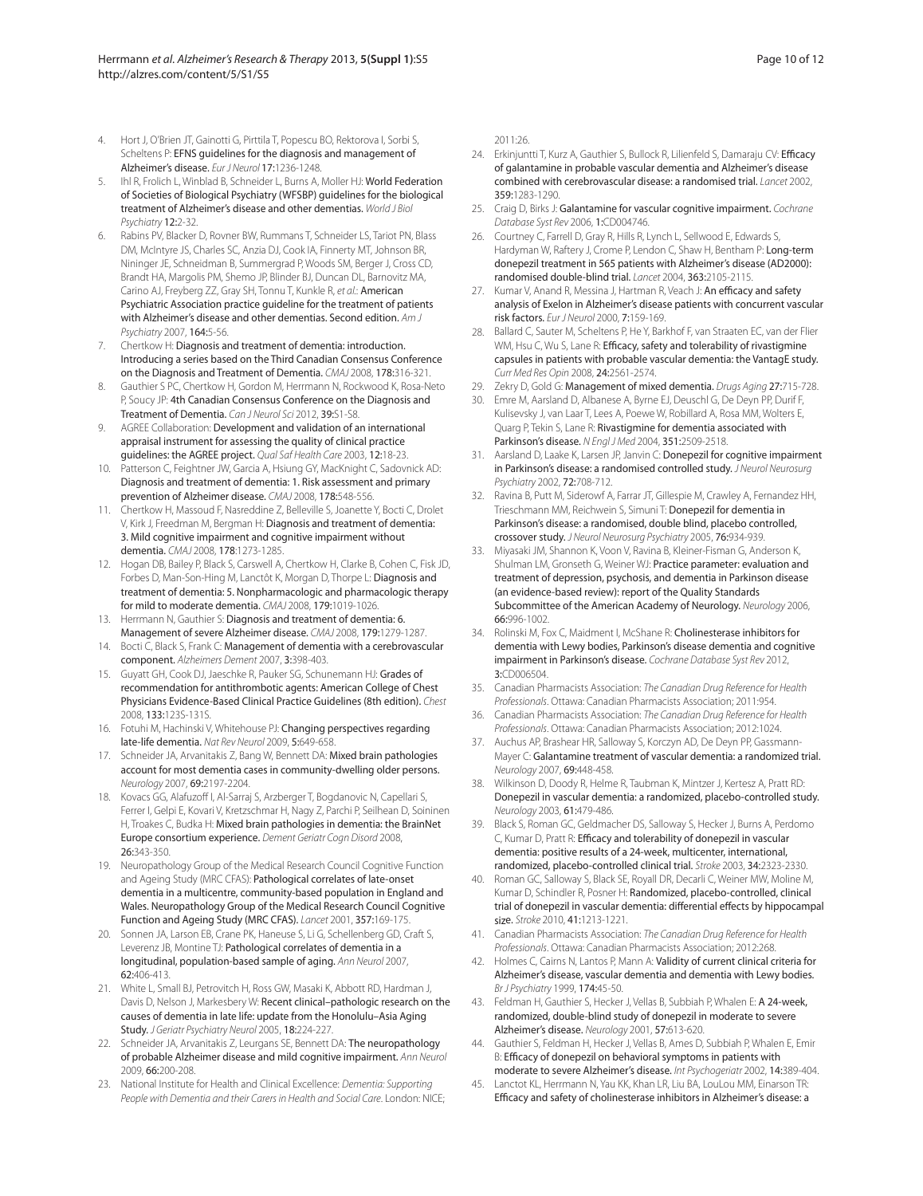4. Hort J, O'Brien JT, Gainotti G, Pirttila T, Popescu BO, Rektorova I, Sorbi S, Scheltens P: EFNS guidelines for the diagnosis and management of Alzheimer's disease. *Eur J Neurol* 17:1236-1248.
5. Ihl R, Frolich L, Winblad B, Schneider L, Burns A, Moller HJ: World Federation of Societies of Biological Psychiatry (WFSBP) guidelines for the biological treatment of Alzheimer's disease and other dementias. *World J Biol Psychiatry* 12:2-32.
6. Rabins PV, Blacker D, Rovner BW, Rummans T, Schneider LS, Tariot PN, Blass DM, McIntyre JS, Charles SC, Anzia DJ, Cook IA, Finnerty MT, Johnson BR, Nininger JE, Schneidman B, Summergrad P, Woods SM, Berger J, Cross CD, Brandt HA, Margolis PM, Shemo JP, Blinder BJ, Duncan DL, Barnovitz MA, Carino AJ, Freyberg ZZ, Gray SH, Tonnu T, Kunkle R, *et al.*: American Psychiatric Association practice guideline for the treatment of patients with Alzheimer's disease and other dementias. Second edition. *Am J Psychiatry* 2007, 164:5-56.
7. Chertkow H: Diagnosis and treatment of dementia: introduction. Introducing a series based on the Third Canadian Consensus Conference on the Diagnosis and Treatment of Dementia. *CMAJ* 2008, 178:316-321.
8. Gauthier S PC, Chertkow H, Gordon M, Herrmann N, Rockwood K, Rosa-Neto P, Soucy JP: 4th Canadian Consensus Conference on the Diagnosis and Treatment of Dementia. *Can J Neurol Sci* 2012, 39:S1-S8.
9. AGREE Collaboration: Development and validation of an international appraisal instrument for assessing the quality of clinical practice guidelines: the AGREE project. *Qual Saf Health Care* 2003, 12:18-23.
10. Patterson C, Feightner JW, Garcia A, Hsiung GY, MacKnight C, Sadovnick AD: Diagnosis and treatment of dementia: 1. Risk assessment and primary prevention of Alzheimer disease. *CMAJ* 2008, 178:548-556.
11. Chertkow H, Massoud F, Nasreddine Z, Belleville S, Joanette Y, Bocti C, Drolet V, Kirk J, Freedman M, Bergman H: Diagnosis and treatment of dementia: 3. Mild cognitive impairment and cognitive impairment without dementia. *CMAJ* 2008, 178:1273-1285.
12. Hogan DB, Bailey P, Black S, Carswell A, Chertkow H, Clarke B, Cohen C, Fisk JD, Forbes D, Man-Son-Hing M, Lanctôt K, Morgan D, Thorpe L: Diagnosis and treatment of dementia: 5. Nonpharmacologic and pharmacologic therapy for mild to moderate dementia. *CMAJ* 2008, 179:1019-1026.
13. Herrmann N, Gauthier S: Diagnosis and treatment of dementia: 6. Management of severe Alzheimer disease. *CMAJ* 2008, 179:1279-1287.
14. Bocti C, Black S, Frank C: Management of dementia with a cerebrovascular component. *Alzheimers Dement* 2007, 3:398-403.
15. Guyatt GH, Cook DJ, Jaeschke R, Pauker SG, Schunemann HJ: Grades of recommendation for antithrombotic agents: American College of Chest Physicians Evidence-Based Clinical Practice Guidelines (8th edition). *Chest* 2008, 133:123S-131S.
16. Fotuhi M, Hachinski V, Whitehouse PJ: Changing perspectives regarding late-life dementia. *Nat Rev Neurol* 2009, 5:649-658.
17. Schneider JA, Arvanitakis Z, Bang W, Bennett DA: Mixed brain pathologies account for most dementia cases in community-dwelling older persons. *Neurology* 2007, 69:2197-2204.
18. Kovacs GG, Alafuzoff I, Al-Sarraj S, Arzberger T, Bogdanovic N, Capellari S, Ferrer I, Gelpi E, Kovari V, Kretzschmar H, Nagy Z, Parchi P, Seilhean D, Soininen H, Troakes C, Budka H: Mixed brain pathologies in dementia: the BrainNet Europe consortium experience. *Dement Geriatr Cogn Disord* 2008, 26:343-350.
19. Neuropathology Group of the Medical Research Council Cognitive Function and Ageing Study (MRC CFAS): Pathological correlates of late-onset dementia in a multicentre, community-based population in England and Wales. Neuropathology Group of the Medical Research Council Cognitive Function and Ageing Study (MRC CFAS). *Lancet* 2001, 357:169-175.
20. Sonnen JA, Larson EB, Crane PK, Haneuse S, Li G, Schellenberg GD, Craft S, Leverenz JB, Montine TJ: Pathological correlates of dementia in a longitudinal, population-based sample of aging. *Ann Neurol* 2007, 62:406-413.
21. White L, Small BJ, Petrovitch H, Ross GW, Masaki K, Abbott RD, Hardman J, Davis D, Nelson J, Markesbery W: Recent clinical–pathologic research on the causes of dementia in late life: update from the Honolulu–Asia Aging Study. *J Geriatr Psychiatry Neurol* 2005, 18:224-227.
22. Schneider JA, Arvanitakis Z, Leurgans SE, Bennett DA: The neuropathology of probable Alzheimer disease and mild cognitive impairment. *Ann Neurol* 2009, 66:200-208.
23. National Institute for Health and Clinical Excellence: *Dementia: Supporting People with Dementia and their Carers in Health and Social Care*. London: NICE; 2011:26.
24. Erkinjuntti T, Kurz A, Gauthier S, Bullock R, Lilienfeld S, Damaraju CV: Efficacy of galantamine in probable vascular dementia and Alzheimer's disease combined with cerebrovascular disease: a randomised trial. *Lancet* 2002, 359:1283-1290.
25. Craig D, Birks J: Galantamine for vascular cognitive impairment. *Cochrane Database Syst Rev* 2006, 1:CD004746.
26. Courtney C, Farrell D, Gray R, Hills R, Lynch L, Sellwood E, Edwards S, Hardyman W, Raftery J, Crome P, Lendon C, Shaw H, Bentham P: Long-term donepezil treatment in 565 patients with Alzheimer's disease (AD2000): randomised double-blind trial. *Lancet* 2004, 363:2105-2115.
27. Kumar V, Anand R, Messina J, Hartman R, Veach J: An efficacy and safety analysis of Exelon in Alzheimer's disease patients with concurrent vascular risk factors. *Eur J Neurol* 2000, 7:159-169.
28. Ballard C, Sauter M, Scheltens P, He Y, Barkhof F, van Straaten EC, van der Flier WM, Hsu C, Wu S, Lane R: Efficacy, safety and tolerability of rivastigmine capsules in patients with probable vascular dementia: the VantagE study. *Curr Med Res Opin* 2008, 24:2561-2574.
29. Zekry D, Gold G: Management of mixed dementia. *Drugs Aging* 27:715-728.
30. Emre M, Aarsland D, Albanese A, Byrne EJ, Deuschl G, De Deyn PP, Durif F, Kulisevsky J, van Laar T, Lees A, Poewe W, Robillard A, Rosa MM, Wolters E, Quarg P, Tekin S, Lane R: Rivastigmine for dementia associated with Parkinson's disease. *N Engl J Med* 2004, 351:2509-2518.
31. Aarsland D, Laake K, Larsen JP, Janvin C: Donepezil for cognitive impairment in Parkinson's disease: a randomised controlled study. *J Neurol Neurosurg Psychiatry* 2002, 72:708-712.
32. Ravina B, Putt M, Siderowf A, Farrar JT, Gillespie M, Crawley A, Fernandez HH, Trieschmann MM, Reichwein S, Simuni T: Donepezil for dementia in Parkinson's disease: a randomised, double blind, placebo controlled, crossover study. *J Neurol Neurosurg Psychiatry* 2005, 76:934-939.
33. Miyasaki JM, Shannon K, Voon V, Ravina B, Kleiner-Fisman G, Anderson K, Shulman LM, Gronseth G, Weiner WJ: Practice parameter: evaluation and treatment of depression, psychosis, and dementia in Parkinson disease (an evidence-based review): report of the Quality Standards Subcommittee of the American Academy of Neurology. *Neurology* 2006, 66:996-1002.
34. Rolinski M, Fox C, Maidment I, McShane R: Cholinesterase inhibitors for dementia with Lewy bodies, Parkinson's disease dementia and cognitive impairment in Parkinson's disease. *Cochrane Database Syst Rev* 2012, 3:CD006504.
35. Canadian Pharmacists Association: *The Canadian Drug Reference for Health Professionals*. Ottawa: Canadian Pharmacists Association; 2011:954.
36. Canadian Pharmacists Association: *The Canadian Drug Reference for Health Professionals*. Ottawa: Canadian Pharmacists Association; 2012:1024.
37. Auchus AP, Brashear HR, Salloway S, Korczyn AD, De Deyn PP, Gassmann-Mayer C: Galantamine treatment of vascular dementia: a randomized trial. *Neurology* 2007, 69:448-458.
38. Wilkinson D, Doody R, Helme R, Taubman K, Mintzer J, Kertesz A, Pratt RD: Donepezil in vascular dementia: a randomized, placebo-controlled study. *Neurology* 2003, 61:479-486.
39. Black S, Roman GC, Geldmacher DS, Salloway S, Hecker J, Burns A, Perdomo C, Kumar D, Pratt R: Efficacy and tolerability of donepezil in vascular dementia: positive results of a 24-week, multicenter, international, randomized, placebo-controlled clinical trial. *Stroke* 2003, 34:2323-2330.
40. Roman GC, Salloway S, Black SE, Royall DR, Decarli C, Weiner MW, Moline M, Kumar D, Schindler R, Posner H: Randomized, placebo-controlled, clinical trial of donepezil in vascular dementia: differential effects by hippocampal size. *Stroke* 2010, 41:1213-1221.
41. Canadian Pharmacists Association: *The Canadian Drug Reference for Health Professionals*. Ottawa: Canadian Pharmacists Association; 2012:268.
42. Holmes C, Cairns N, Lantos P, Mann A: Validity of current clinical criteria for Alzheimer's disease, vascular dementia and dementia with Lewy bodies. *Br J Psychiatry* 1999, 174:45-50.
43. Feldman H, Gauthier S, Hecker J, Vellas B, Subbiah P, Whalen E: A 24-week, randomized, double-blind study of donepezil in moderate to severe Alzheimer's disease. *Neurology* 2001, 57:613-620.
44. Gauthier S, Feldman H, Hecker J, Vellas B, Ames D, Subbiah P, Whalen E, Emir B: Efficacy of donepezil on behavioral symptoms in patients with moderate to severe Alzheimer's disease. *Int Psychogeriatr* 2002, 14:389-404.
45. Lanctot KL, Herrmann N, Yau KK, Khan LR, Liu BA, LouLou MM, Einarson TR: Efficacy and safety of cholinesterase inhibitors in Alzheimer's disease: a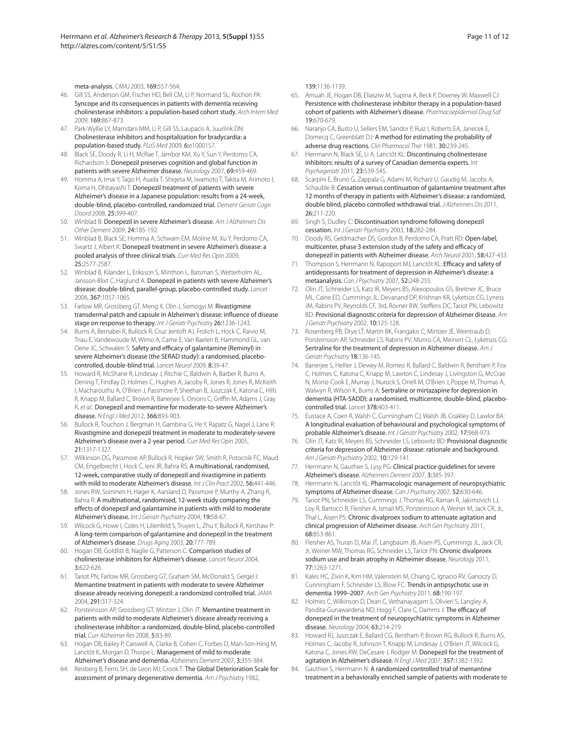meta-analysis. *CMAJ* 2003, **169:**557-564.

46. Gill SS, Anderson GM, Fischer HD, Bell CM, Li P, Normand SL, Rochon PA: **Syncope and its consequences in patients with dementia receiving cholinesterase inhibitors: a population-based cohort study.** *Arch Intern Med* 2009, **169:**867-873.
47. Park-Wyllie LY, Mamdani MM, Li P, Gill SS, Laupacis A, Juurlink DN: **Cholinesterase inhibitors and hospitalization for bradycardia: a population-based study.** *PLoS Med* 2009, **6:**e1000157.
48. Black SE, Doody R, Li H, McRae T, Jambor KM, Xu Y, Sun Y, Perdomo CA, Richardson S: **Donepezil preserves cognition and global function in patients with severe Alzheimer disease.** *Neurology* 2007, **69:**459-469.
49. Homma A, Imai Y, Tago H, Asada T, Shigeta M, Iwamoto T, Takita M, Arimoto I, Koma H, Ohbayashi T: **Donepezil treatment of patients with severe Alzheimer's disease in a Japanese population: results from a 24-week, double-blind, placebo-controlled, randomized trial.** *Dement Geriatr Cogn Disord* 2008, **25:**399-407.
50. Winblad B: **Donepezil in severe Alzheimer's disease.** *Am J Alzheimers Dis Other Dement* 2009, **24:**185-192.
51. Winblad B, Black SE, Homma A, Schwam EM, Moline M, Xu Y, Perdomo CA, Swartz J, Albert K: **Donepezil treatment in severe Alzheimer's disease: a pooled analysis of three clinical trials.** *Curr Med Res Opin* 2009, **25:**2577-2587.
52. Winblad B, Kilander L, Eriksson S, Minthon L, Batsman S, Wetterholm AL, Jansson-Blixt C, Haglund A: **Donepezil in patients with severe Alzheimer's disease: double-blind, parallel-group, placebo-controlled study.** *Lancet* 2006, **367:**1057-1065.
53. Farlow MR, Grossberg GT, Meng X, Olin J, Somogyi M: **Rivastigmine transdermal patch and capsule in Alzheimer's disease: influence of disease stage on response to therapy.** *Int J Geriatr Psychiatry* **26:**1236-1243.
54. Burns A, Bernabei R, Bullock R, Cruz Jentoft AJ, Frolich L, Hock C, Raivio M, Triau E, Vandewoude M, Wimo A, Came E, Van Baelen B, Hammond GL, van Oene JC, Schwalen S: **Safety and efficacy of galantamine (Reminyl) in severe Alzheimer's disease (the SERAD study): a randomised, placebo-controlled, double-blind trial.** *Lancet Neurol* 2009, **8:**39-47.
55. Howard R, McShane R, Lindesay J, Ritchie C, Baldwin A, Barber R, Burns A, Dening T, Findlay D, Holmes C, Hughes A, Jacoby R, Jones R, Jones R, McKeith I, Macharouthu A, O'Brien J, Passmore P, Sheehan B, Juszczak E, Katona C, Hills R, Knapp M, Ballard C, Brown R, Banerjee S, Onions C, Griffin M, Adams J, Gray R, *et al.*: **Donepezil and memantine for moderate-to-severe Alzheimer's disease.** *N Engl J Med* 2012, **366:**893-903.
56. Bullock R, Touchon J, Bergman H, Gambina G, He Y, Rapatz G, Nagel J, Lane R: **Rivastigmine and donepezil treatment in moderate to moderately-severe Alzheimer's disease over a 2-year period.** *Curr Med Res Opin* 2005, **21:**1317-1327.
57. Wilkinson DG, Passmore AP, Bullock R, Hopker SW, Smith R, Potocnik FC, Maud CM, Engelbrecht I, Hock C, Ieni JR, Bahra RS: **A multinational, randomised, 12-week, comparative study of donepezil and rivastigmine in patients with mild to moderate Alzheimer's disease.** *Int J Clin Pract* 2002, **56:**441-446.
58. Jones RW, Soininen H, Hager K, Aarsland D, Passmore P, Murthy A, Zhang R, Bahra R: **A multinational, randomised, 12-week study comparing the effects of donepezil and galantamine in patients with mild to moderate Alzheimer's disease.** *Int J Geriatr Psychiatry* 2004, **19:**58-67.
59. Wilcock G, Howe I, Coles H, Lilienfeld S, Truyen L, Zhu Y, Bullock R, Kershaw P: **A long-term comparison of galantamine and donepezil in the treatment of Alzheimer's disease.** *Drugs Aging* 2003, **20:**777-789.
60. Hogan DB, Goldlist B, Naglie G, Patterson C: **Comparison studies of cholinesterase inhibitors for Alzheimer's disease.** *Lancet Neurol* 2004, **3:**622-626.
61. Tariot PN, Farlow MR, Grossberg GT, Graham SM, McDonald S, Gergel I: **Memantine treatment in patients with moderate to severe Alzheimer disease already receiving donepezil: a randomized controlled trial.** *JAMA* 2004, **291:**317-324.
62. Porsteinsson AP, Grossberg GT, Mintzer J, Olin JT: **Memantine treatment in patients with mild to moderate Alzheimer's disease already receiving a cholinesterase inhibitor: a randomized, double-blind, placebo-controlled trial.** *Curr Alzheimer Res* 2008, **5:**83-89.
63. Hogan DB, Bailey P, Carswell A, Clarke B, Cohen C, Forbes D, Man-Son-Hing M, Lanctôt K, Morgan D, Thorpe L: **Management of mild to moderate Alzheimer's disease and dementia.** *Alzheimers Dement* 2007, **3:**355-384.
64. Reisberg B, Ferris SH, de Leon MJ, Crook T: **The Global Deterioration Scale for assessment of primary degenerative dementia.** *Am J Psychiatry* 1982, **139:**1136-1139.
65. Amuah JE, Hogan DB, Eliasziw M, Supina A, Beck P, Downey W, Maxwell CJ: **Persistence with cholinesterase inhibitor therapy in a population-based cohort of patients with Alzheimer's disease.** *Pharmacoepidemiol Drug Saf* **19:**670-679.
66. Naranjo CA, Busto U, Sellers EM, Sandor P, Ruiz I, Roberts EA, Janecek E, Domecq C, Greenblatt DJ: **A method for estimating the probability of adverse drug reactions.** *Clin Pharmacol Ther* 1981, **30:**239-245.
67. Herrmann N, Black SE, Li A, Lanctôt KL: **Discontinuing cholinesterase inhibitors: results of a survey of Canadian dementia experts.** *Int Psychogeriatr* 2011, **23:**539-545.
68. Scarpini E, Bruno G, Zappala G, Adami M, Richarz U, Gaudig M, Jacobs A, Schauble B: **Cessation versus continuation of galantamine treatment after 12 months of therapy in patients with Alzheimer's disease: a randomized, double blind, placebo controlled withdrawal trial.** *J Alzheimers Dis* 2011, **26:**211-220.
69. Singh S, Dudley C: **Discontinuation syndrome following donepezil cessation.** *Int J Geriatr Psychiatry* 2003, **18:**282-284.
70. Doody RS, Geldmacher DS, Gordon B, Perdomo CA, Pratt RD: **Open-label, multicenter, phase 3 extension study of the safety and efficacy of donepezil in patients with Alzheimer disease.** *Arch Neurol* 2001, **58:**427-433.
71. Thompson S, Herrmann N, Rapoport MJ, Lanctôt KL: **Efficacy and safety of antidepressants for treatment of depression in Alzheimer's disease: a metaanalysis.** *Can J Psychiatry* 2007, **52:**248-255.
72. Olin JT, Schneider LS, Katz IR, Meyers BS, Alexopoulos GS, Breitner JC, Bruce ML, Caine ED, Cummings JL, Devanand DP, Krishnan KR, Lyketsos CG, Lyness JM, Rabins PV, Reynolds CF, 3rd, Rovner BW, Steffens DC, Tariot PN, Lebowitz BD: **Provisional diagnostic criteria for depression of Alzheimer disease.** *Am J Geriatr Psychiatry* 2002, **10:**125-128.
73. Rosenberg PB, Drye LT, Martin BK, Frangakis C, Mintzer JE, Weintraub D, Porsteinsson AP, Schneider LS, Rabins PV, Munro CA, Meinert CL, Lyketsos CG: **Sertraline for the treatment of depression in Alzheimer disease.** *Am J Geriatr Psychiatry* **18:**136-145.
74. Banerjee S, Hellier J, Dewey M, Romeo R, Ballard C, Baldwin R, Bentham P, Fox C, Holmes C, Katona C, Knapp M, Lawton C, Lindesay J, Livingston G, McCrae N, Moniz-Cook E, Murray J, Nurock S, Orrell M, O'Brien J, Poppe M, Thomas A, Walwyn R, Wilson K, Burns A: **Sertraline or mirtazapine for depression in dementia (HTA-SADD): a randomised, multicentre, double-blind, placebo-controlled trial.** *Lancet* **378:**403-411.
75. Eustace A, Coen R, Walsh C, Cunningham CJ, Walsh JB, Coakley D, Lawlor BA: **A longitudinal evaluation of behavioural and psychological symptoms of probable Alzheimer's disease.** *Int J Geriatr Psychiatry* 2002, **17:**968-973.
76. Olin JT, Katz IR, Meyers BS, Schneider LS, Lebowitz BD: **Provisional diagnostic criteria for depression of Alzheimer disease: rationale and background.** *Am J Geriatr Psychiatry* 2002, **10:**129-141.
77. Herrmann N, Gauthier S, Lysy PG: **Clinical practice guidelines for severe Alzheimer's disease.** *Alzheimers Dement* 2007, **3:**385-397.
78. Herrmann N, Lanctôt KL: **Pharmacologic management of neuropsychiatric symptoms of Alzheimer disease.** *Can J Psychiatry* 2007, **52:**630-646.
79. Tariot PN, Schneider LS, Cummings J, Thomas RG, Raman R, Jakimovich LJ, Loy R, Bartocci B, Fleisher A, Ismail MS, Porsteinsson A, Weiner M, Jack CR, Jr., Thal L, Aisen PS: **Chronic divalproex sodium to attenuate agitation and clinical progression of Alzheimer disease.** *Arch Gen Psychiatry* 2011, **68:**853-861.
80. Fleisher AS, Truran D, Mai JT, Langbaum JB, Aisen PS, Cummings JL, Jack CR, Jr, Weiner MW, Thomas RG, Schneider LS, Tariot PN: **Chronic divalproex sodium use and brain atrophy in Alzheimer disease.** *Neurology* 2011, **77:**1263-1271.
81. Kales HC, Zivin K, Kim HM, Valenstein M, Chiang C, Ignacio RV, Ganoczy D, Cunningham F, Schneider LS, Blow FC: **Trends in antipsychotic use in dementia 1999–2007.** *Arch Gen Psychiatry* 2011, **68:**190-197.
82. Holmes C, Wilkinson D, Dean C, Vethanayagam S, Olivieri S, Langley A, Pandita-Gunawardena ND, Hogg F, Clare C, Damms J: **The efficacy of donepezil in the treatment of neuropsychiatric symptoms in Alzheimer disease.** *Neurology* 2004, **63:**214-219.
83. Howard RJ, Juszczak E, Ballard CG, Bentham P, Brown RG, Bullock R, Burns AS, Holmes C, Jacoby R, Johnson T, Knapp M, Lindesay J, O'Brien JT, Wilcock G, Katona C, Jones RW, DeCesare J, Rodger M: **Donepezil for the treatment of agitation in Alzheimer's disease.** *N Engl J Med* 2007, **357:**1382-1392.
84. Gauthier S, Herrmann N: **A randomized controlled trial of memantine treatment in a behaviorally enriched sample of patients with moderate to**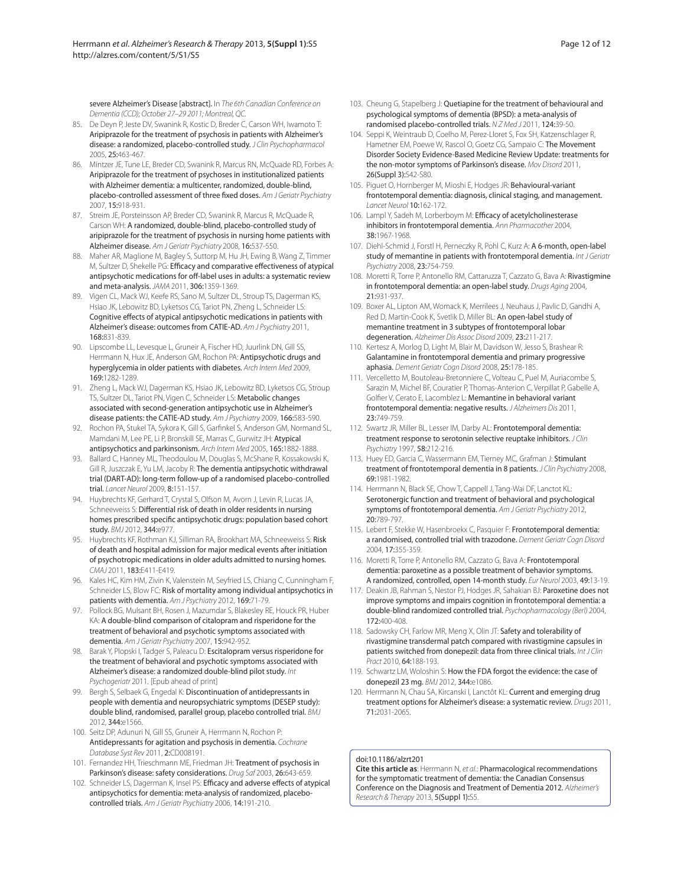severe Alzheimer's Disease [abstract]. In *The 6th Canadian Conference on Dementia (CCD); October 27–29 2011; Montreal, QC*.

85. De Deyn P, Jeste DV, Swanink R, Kostic D, Breder C, Carson WH, Iwamoto T: **Aripiprazole for the treatment of psychosis in patients with Alzheimer's disease: a randomized, placebo-controlled study.** *J Clin Psychopharmacol* 2005, **25:**463-467.
86. Mintzer JE, Tune LE, Breder CD, Swanink R, Marcus RN, McQuade RD, Forbes A: **Aripiprazole for the treatment of psychoses in institutionalized patients with Alzheimer dementia: a multicenter, randomized, double-blind, placebo-controlled assessment of three fixed doses.** *Am J Geriatr Psychiatry* 2007, **15:**918-931.
87. Streim JE, Porsteinsson AP, Breder CD, Swanink R, Marcus R, McQuade R, Carson WH: **A randomized, double-blind, placebo-controlled study of aripiprazole for the treatment of psychosis in nursing home patients with Alzheimer disease.** *Am J Geriatr Psychiatry* 2008, **16:**537-550.
88. Maher AR, Maglione M, Bagley S, Suttorp M, Hu JH, Ewing B, Wang Z, Timmer M, Sultzer D, Shekelle PG: **Efficacy and comparative effectiveness of atypical antipsychotic medications for off-label uses in adults: a systematic review and meta-analysis.** *JAMA* 2011, **306:**1359-1369.
89. Vigen CL, Mack WJ, Keefe RS, Sano M, Sultzer DL, Stroup TS, Dagerman KS, Hsiao JK, Lebowitz BD, Lyketsos CG, Tariot PN, Zheng L, Schneider LS: **Cognitive effects of atypical antipsychotic medications in patients with Alzheimer's disease: outcomes from CATIE-AD.** *Am J Psychiatry* 2011, **168:**831-839.
90. Lipscombe LL, Levesque L, Gruneir A, Fischer HD, Juurlink DN, Gill SS, Herrmann N, Hux JE, Anderson GM, Rochon PA: **Antipsychotic drugs and hyperglycemia in older patients with diabetes.** *Arch Intern Med* 2009, **169:**1282-1289.
91. Zheng L, Mack WJ, Dagerman KS, Hsiao JK, Lebowitz BD, Lyketsos CG, Stroup TS, Sultzer DL, Tariot PN, Vigen C, Schneider LS: **Metabolic changes associated with second-generation antipsychotic use in Alzheimer's disease patients: the CATIE-AD study.** *Am J Psychiatry* 2009, **166:**583-590.
92. Rochon PA, Stukel TA, Sykora K, Gill S, Garfinkel S, Anderson GM, Normand SL, Mamdani M, Lee PE, Li P, Bronskill SE, Marras C, Gurwitz JH: **Atypical antipsychotics and parkinsonism.** *Arch Intern Med* 2005, **165:**1882-1888.
93. Ballard C, Hanney ML, Theodoulou M, Douglas S, McShane R, Kossakowski K, Gill R, Juszczak E, Yu LM, Jacoby R: **The dementia antipsychotic withdrawal trial (DART-AD): long-term follow-up of a randomised placebo-controlled trial.** *Lancet Neurol* 2009, **8:**151-157.
94. Huybrechts KF, Gerhard T, Crystal S, Olfson M, Avorn J, Levin R, Lucas JA, Schneeweiss S: **Differential risk of death in older residents in nursing homes prescribed specific antipsychotic drugs: population based cohort study.** *BMJ* 2012, **344:**e977.
95. Huybrechts KF, Rothman KJ, Silliman RA, Brookhart MA, Schneeweiss S: **Risk of death and hospital admission for major medical events after initiation of psychotropic medications in older adults admitted to nursing homes.** *CMAJ* 2011, **183:**E411-E419.
96. Kales HC, Kim HM, Zivin K, Valenstein M, Seyfried LS, Chiang C, Cunningham F, Schneider LS, Blow FC: **Risk of mortality among individual antipsychotics in patients with dementia.** *Am J Psychiatry* 2012, **169:**71-79.
97. Pollock BG, Mulsant BH, Rosen J, Mazumdar S, Blakesley RE, Houck PR, Huber KA: **A double-blind comparison of citalopram and risperidone for the treatment of behavioral and psychotic symptoms associated with dementia.** *Am J Geriatr Psychiatry* 2007, **15:**942-952.
98. Barak Y, Plopski I, Tadger S, Paleacu D: **Escitalopram versus risperidone for the treatment of behavioral and psychotic symptoms associated with Alzheimer's disease: a randomized double-blind pilot study.** *Int Psychogeriatr* 2011. [Epub ahead of print]
99. Bergh S, Selbaek G, Engedal K: **Discontinuation of antidepressants in people with dementia and neuropsychiatric symptoms (DESEP study): double blind, randomised, parallel group, placebo controlled trial.** *BMJ* 2012, **344:**e1566.
100. Seitz DP, Adunuri N, Gill SS, Gruneir A, Herrmann N, Rochon P: **Antidepressants for agitation and psychosis in dementia.** *Cochrane Database Syst Rev* 2011, **2:**CD008191.
101. Fernandez HH, Trieschmann ME, Friedman JH: **Treatment of psychosis in Parkinson's disease: safety considerations.** *Drug Saf* 2003, **26:**643-659.
102. Schneider LS, Dagerman K, Insel PS: **Efficacy and adverse effects of atypical antipsychotics for dementia: meta-analysis of randomized, placebo-controlled trials.** *Am J Geriatr Psychiatry* 2006, **14:**191-210.
103. Cheung G, Stapelberg J: **Quetiapine for the treatment of behavioural and psychological symptoms of dementia (BPSD): a meta-analysis of randomised placebo-controlled trials.** *N Z Med J* 2011, **124:**39-50.
104. Seppi K, Weintraub D, Coelho M, Perez-Lloret S, Fox SH, Katzenschlager R, Hametner EM, Poewe W, Rascol O, Goetz CG, Sampaio C: **The Movement Disorder Society Evidence-Based Medicine Review Update: treatments for the non-motor symptoms of Parkinson's disease.** *Mov Disord* 2011, **26(Suppl 3):**S42-S80.
105. Piguet O, Hornberger M, Mioshi E, Hodges JR: **Behavioural-variant frontotemporal dementia: diagnosis, clinical staging, and management.** *Lancet Neurol* **10:**162-172.
106. Lampl Y, Sadeh M, Lorberboym M: **Efficacy of acetylcholinesterase inhibitors in frontotemporal dementia.** *Ann Pharmacother* 2004, **38:**1967-1968.
107. Diehl-Schmid J, Forstl H, Perneczky R, Pohl C, Kurz A: **A 6-month, open-label study of memantine in patients with frontotemporal dementia.** *Int J Geriatr Psychiatry* 2008, **23:**754-759.
108. Moretti R, Torre P, Antonello RM, Cattaruzza T, Cazzato G, Bava A: **Rivastigmine in frontotemporal dementia: an open-label study.** *Drugs Aging* 2004, **21:**931-937.
109. Boxer AL, Lipton AM, Womack K, Merrilees J, Neuhaus J, Pavlic D, Gandhi A, Red D, Martin-Cook K, Svetlik D, Miller BL: **An open-label study of memantine treatment in 3 subtypes of frontotemporal lobar degeneration.** *Alzheimer Dis Assoc Disord* 2009, **23:**211-217.
110. Kertesz A, Morlog D, Light M, Blair M, Davidson W, Jesso S, Brashear R: **Galantamine in frontotemporal dementia and primary progressive aphasia.** *Dement Geriatr Cogn Disord* 2008, **25:**178-185.
111. Vercelletto M, Boutoleau-Bretonniere C, Volteau C, Puel M, Auriacombe S, Sarazin M, Michel BF, Couratier P, Thomas-Anterion C, Verpillat P, Gabelle A, Golfier V, Cerato E, Lacomblez L: **Memantine in behavioral variant frontotemporal dementia: negative results.** *J Alzheimers Dis* 2011, **23:**749-759.
112. Swartz JR, Miller BL, Lesser IM, Darby AL: **Frontotemporal dementia: treatment response to serotonin selective reuptake inhibitors.** *J Clin Psychiatry* 1997, **58:**212-216.
113. Huey ED, Garcia C, Wassermann EM, Tierney MC, Grafman J: **Stimulant treatment of frontotemporal dementia in 8 patients.** *J Clin Psychiatry* 2008, **69:**1981-1982.
114. Herrmann N, Black SE, Chow T, Cappell J, Tang-Wai DF, Lanctot KL: **Serotonergic function and treatment of behavioral and psychological symptoms of frontotemporal dementia.** *Am J Geriatr Psychiatry* 2012, **20:**789-797.
115. Lebert F, Stekke W, Hasenbroekx C, Pasquier F: **Frontotemporal dementia: a randomised, controlled trial with trazodone.** *Dement Geriatr Cogn Disord* 2004, **17:**355-359.
116. Moretti R, Torre P, Antonello RM, Cazzato G, Bava A: **Frontotemporal dementia: paroxetine as a possible treatment of behavior symptoms. A randomized, controlled, open 14-month study.** *Eur Neurol* 2003, **49:**13-19.
117. Deakin JB, Rahman S, Nestor PJ, Hodges JR, Sahakian BJ: **Paroxetine does not improve symptoms and impairs cognition in frontotemporal dementia: a double-blind randomized controlled trial.** *Psychopharmacology (Berl)* 2004, **172:**400-408.
118. Sadowsky CH, Farlow MR, Meng X, Olin JT: **Safety and tolerability of rivastigmine transdermal patch compared with rivastigmine capsules in patients switched from donepezil: data from three clinical trials.** *Int J Clin Pract* 2010, **64:**188-193.
119. Schwartz LM, Woloshin S: **How the FDA forgot the evidence: the case of donepezil 23 mg.** *BMJ* 2012, **344:**e1086.
120. Herrmann N, Chau SA, Kircanski I, Lanctôt KL: **Current and emerging drug treatment options for Alzheimer's disease: a systematic review.** *Drugs* 2011, **71:**2031-2065.

doi:10.1186/alzrt201

**Cite this article as**: Herrmann N, *et al.*: Pharmacological recommendations for the symptomatic treatment of dementia: the Canadian Consensus Conference on the Diagnosis and Treatment of Dementia 2012. *Alzheimer's Research & Therapy* 2013, **5(Suppl 1):**S5.